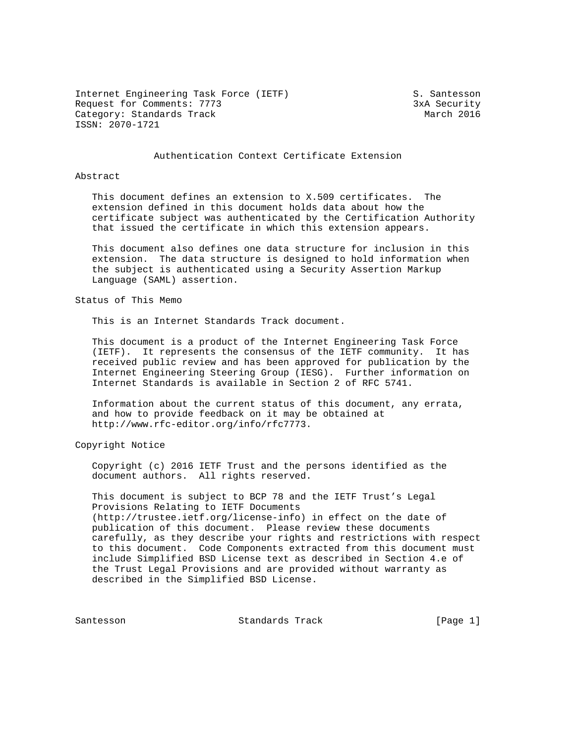Internet Engineering Task Force (IETF) S. Santesson
Request for Comments: 7773 3xA Security
Category: Standards Track March 2016
ISSN: 2070-1721

# Authentication Context Certificate Extension

## Abstract

This document defines an extension to X.509 certificates. The extension defined in this document holds data about how the certificate subject was authenticated by the Certification Authority that issued the certificate in which this extension appears.

This document also defines one data structure for inclusion in this extension. The data structure is designed to hold information when the subject is authenticated using a Security Assertion Markup Language (SAML) assertion.

## Status of This Memo

This is an Internet Standards Track document.

This document is a product of the Internet Engineering Task Force (IETF). It represents the consensus of the IETF community. It has received public review and has been approved for publication by the Internet Engineering Steering Group (IESG). Further information on Internet Standards is available in Section 2 of RFC 5741.

Information about the current status of this document, any errata, and how to provide feedback on it may be obtained at http://www.rfc-editor.org/info/rfc7773.

## Copyright Notice

Copyright (c) 2016 IETF Trust and the persons identified as the document authors. All rights reserved.

This document is subject to BCP 78 and the IETF Trust's Legal Provisions Relating to IETF Documents (http://trustee.ietf.org/license-info) in effect on the date of publication of this document. Please review these documents carefully, as they describe your rights and restrictions with respect to this document. Code Components extracted from this document must include Simplified BSD License text as described in Section 4.e of the Trust Legal Provisions and are provided without warranty as described in the Simplified BSD License.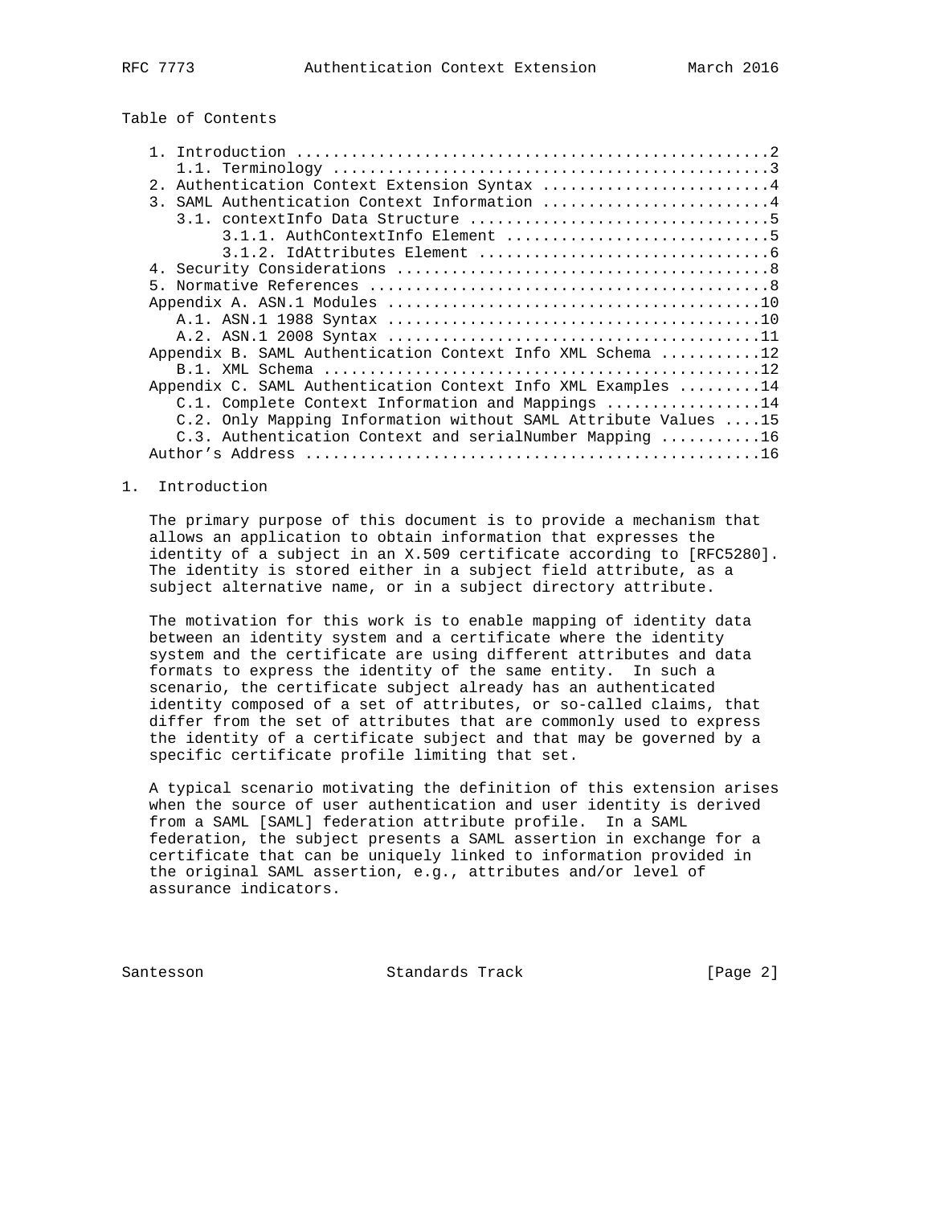Table of Contents

```
   1. Introduction ....................................................2
      1.1. Terminology ................................................3
   2. Authentication Context Extension Syntax .........................4
   3. SAML Authentication Context Information .........................4
      3.1. contextInfo Data Structure .................................5
           3.1.1. AuthContextInfo Element .............................5
           3.1.2. IdAttributes Element ................................6
   4. Security Considerations .........................................8
   5. Normative References ............................................8
   Appendix A. ASN.1 Modules .........................................10
      A.1. ASN.1 1988 Syntax .........................................10
      A.2. ASN.1 2008 Syntax .........................................11
   Appendix B. SAML Authentication Context Info XML Schema ...........12
      B.1. XML Schema ................................................12
   Appendix C. SAML Authentication Context Info XML Examples .........14
      C.1. Complete Context Information and Mappings .................14
      C.2. Only Mapping Information without SAML Attribute Values ....15
      C.3. Authentication Context and serialNumber Mapping ...........16
   Author's Address ..................................................16
```

# 1. Introduction

The primary purpose of this document is to provide a mechanism that allows an application to obtain information that expresses the identity of a subject in an X.509 certificate according to [RFC5280]. The identity is stored either in a subject field attribute, as a subject alternative name, or in a subject directory attribute.

The motivation for this work is to enable mapping of identity data between an identity system and a certificate where the identity system and the certificate are using different attributes and data formats to express the identity of the same entity. In such a scenario, the certificate subject already has an authenticated identity composed of a set of attributes, or so-called claims, that differ from the set of attributes that are commonly used to express the identity of a certificate subject and that may be governed by a specific certificate profile limiting that set.

A typical scenario motivating the definition of this extension arises when the source of user authentication and user identity is derived from a SAML [SAML] federation attribute profile. In a SAML federation, the subject presents a SAML assertion in exchange for a certificate that can be uniquely linked to information provided in the original SAML assertion, e.g., attributes and/or level of assurance indicators.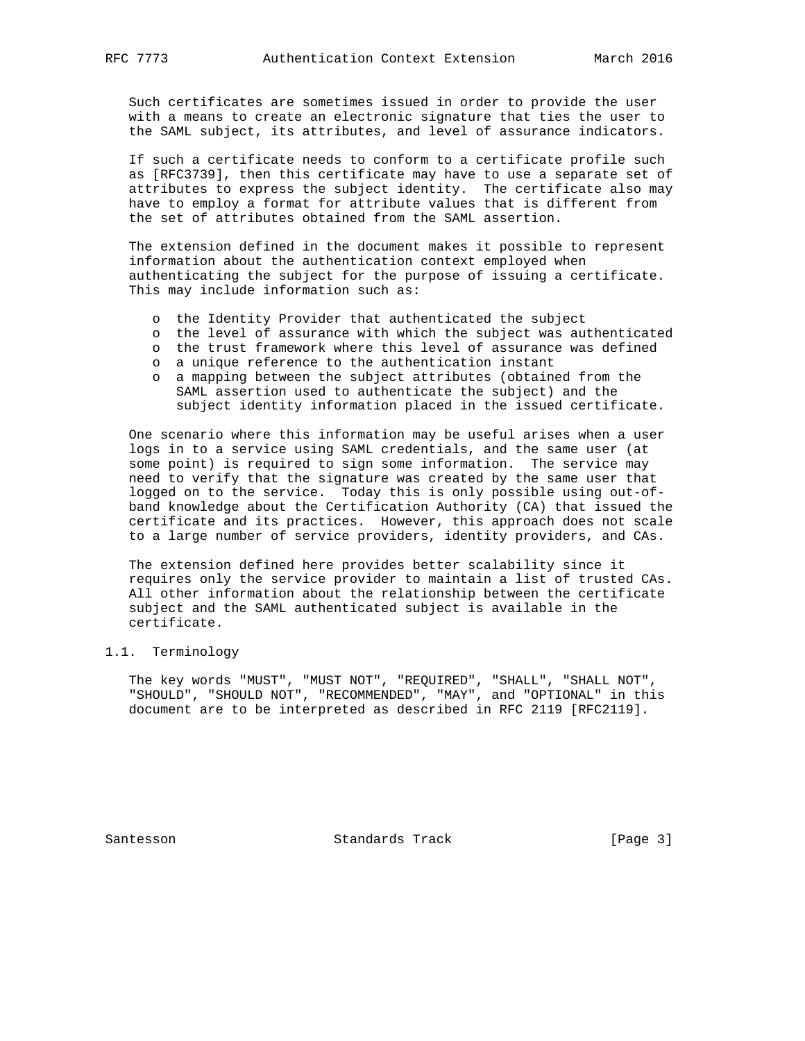Such certificates are sometimes issued in order to provide the user with a means to create an electronic signature that ties the user to the SAML subject, its attributes, and level of assurance indicators.

If such a certificate needs to conform to a certificate profile such as [RFC3739], then this certificate may have to use a separate set of attributes to express the subject identity. The certificate also may have to employ a format for attribute values that is different from the set of attributes obtained from the SAML assertion.

The extension defined in the document makes it possible to represent information about the authentication context employed when authenticating the subject for the purpose of issuing a certificate. This may include information such as:

- the Identity Provider that authenticated the subject
- the level of assurance with which the subject was authenticated
- the trust framework where this level of assurance was defined
- a unique reference to the authentication instant
- a mapping between the subject attributes (obtained from the SAML assertion used to authenticate the subject) and the subject identity information placed in the issued certificate.

One scenario where this information may be useful arises when a user logs in to a service using SAML credentials, and the same user (at some point) is required to sign some information. The service may need to verify that the signature was created by the same user that logged on to the service. Today this is only possible using out-of-band knowledge about the Certification Authority (CA) that issued the certificate and its practices. However, this approach does not scale to a large number of service providers, identity providers, and CAs.

The extension defined here provides better scalability since it requires only the service provider to maintain a list of trusted CAs. All other information about the relationship between the certificate subject and the SAML authenticated subject is available in the certificate.

## 1.1. Terminology

The key words "MUST", "MUST NOT", "REQUIRED", "SHALL", "SHALL NOT", "SHOULD", "SHOULD NOT", "RECOMMENDED", "MAY", and "OPTIONAL" in this document are to be interpreted as described in RFC 2119 [RFC2119].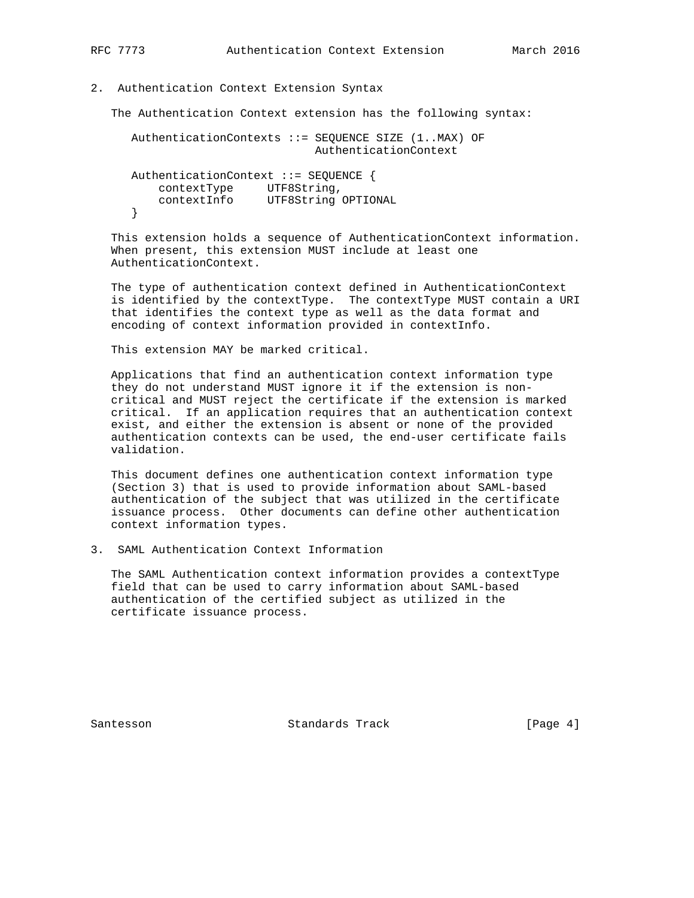## 2. Authentication Context Extension Syntax

The Authentication Context extension has the following syntax:

```
AuthenticationContexts ::= SEQUENCE SIZE (1..MAX) OF
                           AuthenticationContext

AuthenticationContext ::= SEQUENCE {
    contextType     UTF8String,
    contextInfo     UTF8String OPTIONAL
}
```

This extension holds a sequence of AuthenticationContext information. When present, this extension MUST include at least one AuthenticationContext.

The type of authentication context defined in AuthenticationContext is identified by the contextType. The contextType MUST contain a URI that identifies the context type as well as the data format and encoding of context information provided in contextInfo.

This extension MAY be marked critical.

Applications that find an authentication context information type they do not understand MUST ignore it if the extension is non-critical and MUST reject the certificate if the extension is marked critical. If an application requires that an authentication context exist, and either the extension is absent or none of the provided authentication contexts can be used, the end-user certificate fails validation.

This document defines one authentication context information type (Section 3) that is used to provide information about SAML-based authentication of the subject that was utilized in the certificate issuance process. Other documents can define other authentication context information types.

## 3. SAML Authentication Context Information

The SAML Authentication context information provides a contextType field that can be used to carry information about SAML-based authentication of the certified subject as utilized in the certificate issuance process.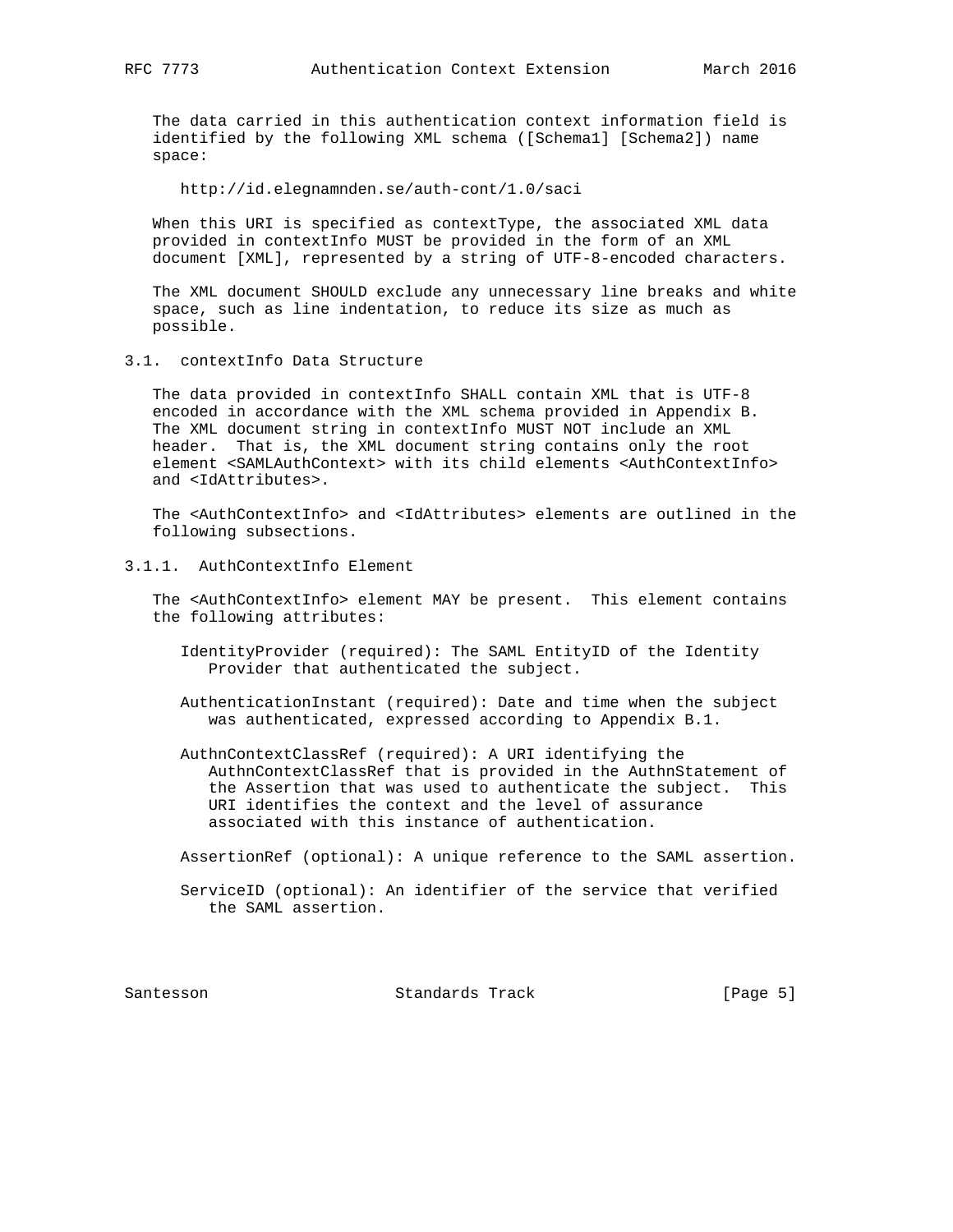The data carried in this authentication context information field is identified by the following XML schema ([Schema1] [Schema2]) name space:

```
http://id.elegnamnden.se/auth-cont/1.0/saci
```

When this URI is specified as contextType, the associated XML data provided in contextInfo MUST be provided in the form of an XML document [XML], represented by a string of UTF-8-encoded characters.

The XML document SHOULD exclude any unnecessary line breaks and white space, such as line indentation, to reduce its size as much as possible.

## 3.1. contextInfo Data Structure

The data provided in contextInfo SHALL contain XML that is UTF-8 encoded in accordance with the XML schema provided in Appendix B. The XML document string in contextInfo MUST NOT include an XML header. That is, the XML document string contains only the root element <SAMLAuthContext> with its child elements <AuthContextInfo> and <IdAttributes>.

The <AuthContextInfo> and <IdAttributes> elements are outlined in the following subsections.

### 3.1.1. AuthContextInfo Element

The <AuthContextInfo> element MAY be present. This element contains the following attributes:

IdentityProvider (required): The SAML EntityID of the Identity Provider that authenticated the subject.

AuthenticationInstant (required): Date and time when the subject was authenticated, expressed according to Appendix B.1.

AuthnContextClassRef (required): A URI identifying the AuthnContextClassRef that is provided in the AuthnStatement of the Assertion that was used to authenticate the subject. This URI identifies the context and the level of assurance associated with this instance of authentication.

AssertionRef (optional): A unique reference to the SAML assertion.

ServiceID (optional): An identifier of the service that verified the SAML assertion.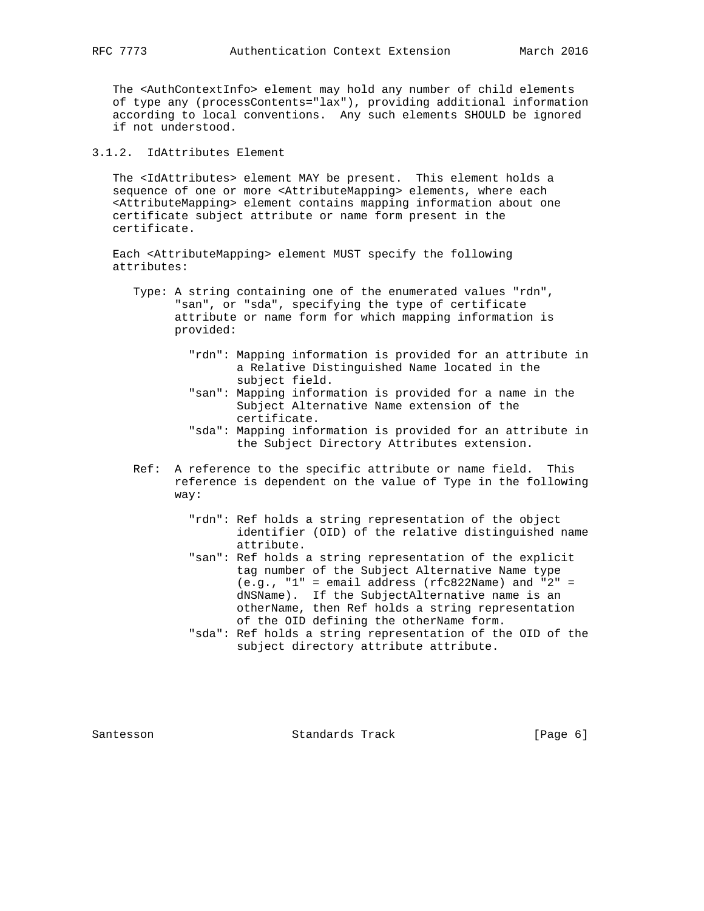The <AuthContextInfo> element may hold any number of child elements of type any (processContents="lax"), providing additional information according to local conventions. Any such elements SHOULD be ignored if not understood.

### 3.1.2. IdAttributes Element

The <IdAttributes> element MAY be present. This element holds a sequence of one or more <AttributeMapping> elements, where each <AttributeMapping> element contains mapping information about one certificate subject attribute or name form present in the certificate.

Each <AttributeMapping> element MUST specify the following attributes:

- Type: A string containing one of the enumerated values "rdn", "san", or "sda", specifying the type of certificate attribute or name form for which mapping information is provided:

  - "rdn": Mapping information is provided for an attribute in a Relative Distinguished Name located in the subject field.
  - "san": Mapping information is provided for a name in the Subject Alternative Name extension of the certificate.
  - "sda": Mapping information is provided for an attribute in the Subject Directory Attributes extension.

- Ref: A reference to the specific attribute or name field. This reference is dependent on the value of Type in the following way:

  - "rdn": Ref holds a string representation of the object identifier (OID) of the relative distinguished name attribute.
  - "san": Ref holds a string representation of the explicit tag number of the Subject Alternative Name type (e.g., "1" = email address (rfc822Name) and "2" = dNSName). If the SubjectAlternative name is an otherName, then Ref holds a string representation of the OID defining the otherName form.
  - "sda": Ref holds a string representation of the OID of the subject directory attribute attribute.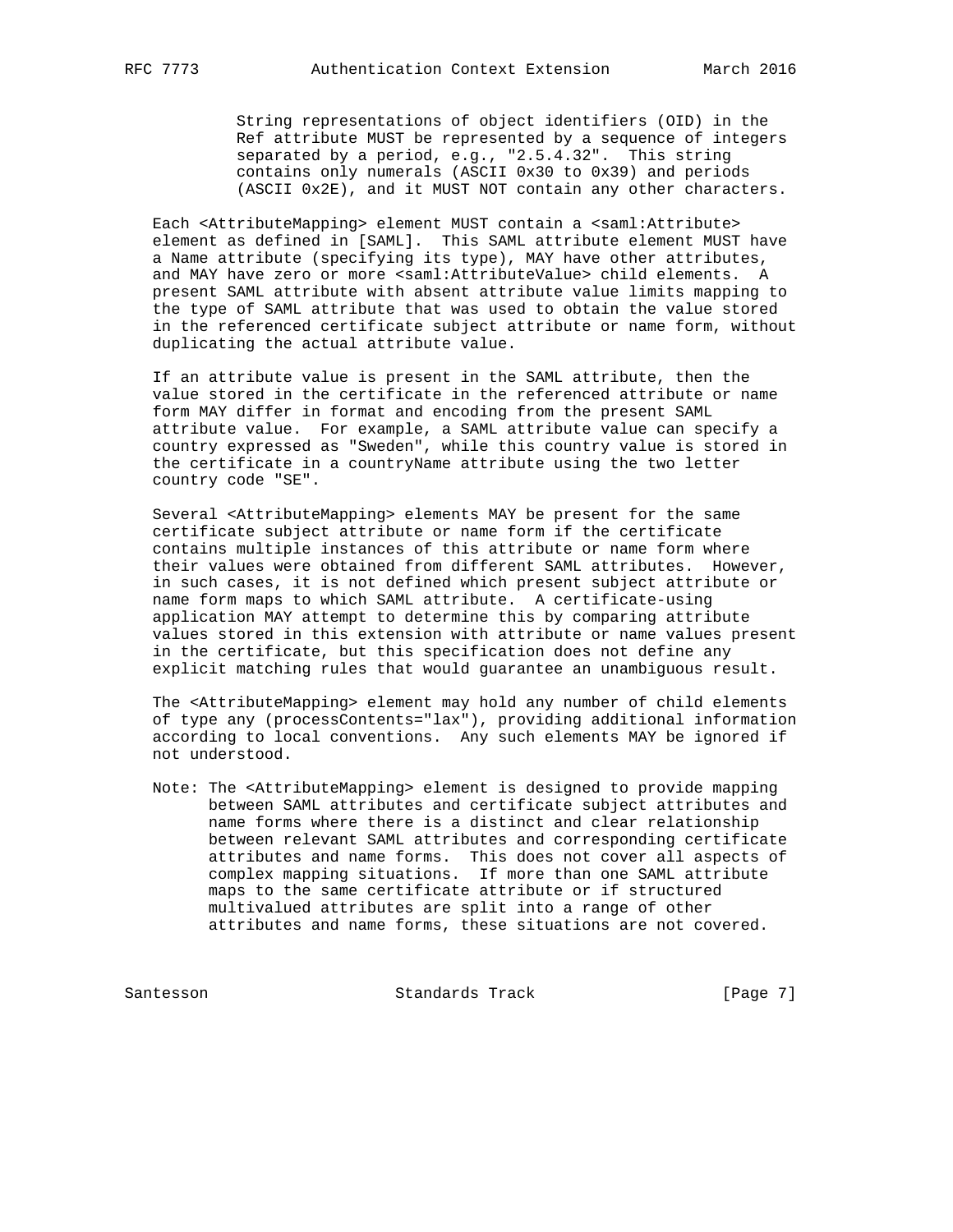String representations of object identifiers (OID) in the Ref attribute MUST be represented by a sequence of integers separated by a period, e.g., "2.5.4.32". This string contains only numerals (ASCII 0x30 to 0x39) and periods (ASCII 0x2E), and it MUST NOT contain any other characters.

Each <AttributeMapping> element MUST contain a <saml:Attribute> element as defined in [SAML]. This SAML attribute element MUST have a Name attribute (specifying its type), MAY have other attributes, and MAY have zero or more <saml:AttributeValue> child elements. A present SAML attribute with absent attribute value limits mapping to the type of SAML attribute that was used to obtain the value stored in the referenced certificate subject attribute or name form, without duplicating the actual attribute value.

If an attribute value is present in the SAML attribute, then the value stored in the certificate in the referenced attribute or name form MAY differ in format and encoding from the present SAML attribute value. For example, a SAML attribute value can specify a country expressed as "Sweden", while this country value is stored in the certificate in a countryName attribute using the two letter country code "SE".

Several <AttributeMapping> elements MAY be present for the same certificate subject attribute or name form if the certificate contains multiple instances of this attribute or name form where their values were obtained from different SAML attributes. However, in such cases, it is not defined which present subject attribute or name form maps to which SAML attribute. A certificate-using application MAY attempt to determine this by comparing attribute values stored in this extension with attribute or name values present in the certificate, but this specification does not define any explicit matching rules that would guarantee an unambiguous result.

The <AttributeMapping> element may hold any number of child elements of type any (processContents="lax"), providing additional information according to local conventions. Any such elements MAY be ignored if not understood.

Note: The <AttributeMapping> element is designed to provide mapping between SAML attributes and certificate subject attributes and name forms where there is a distinct and clear relationship between relevant SAML attributes and corresponding certificate attributes and name forms. This does not cover all aspects of complex mapping situations. If more than one SAML attribute maps to the same certificate attribute or if structured multivalued attributes are split into a range of other attributes and name forms, these situations are not covered.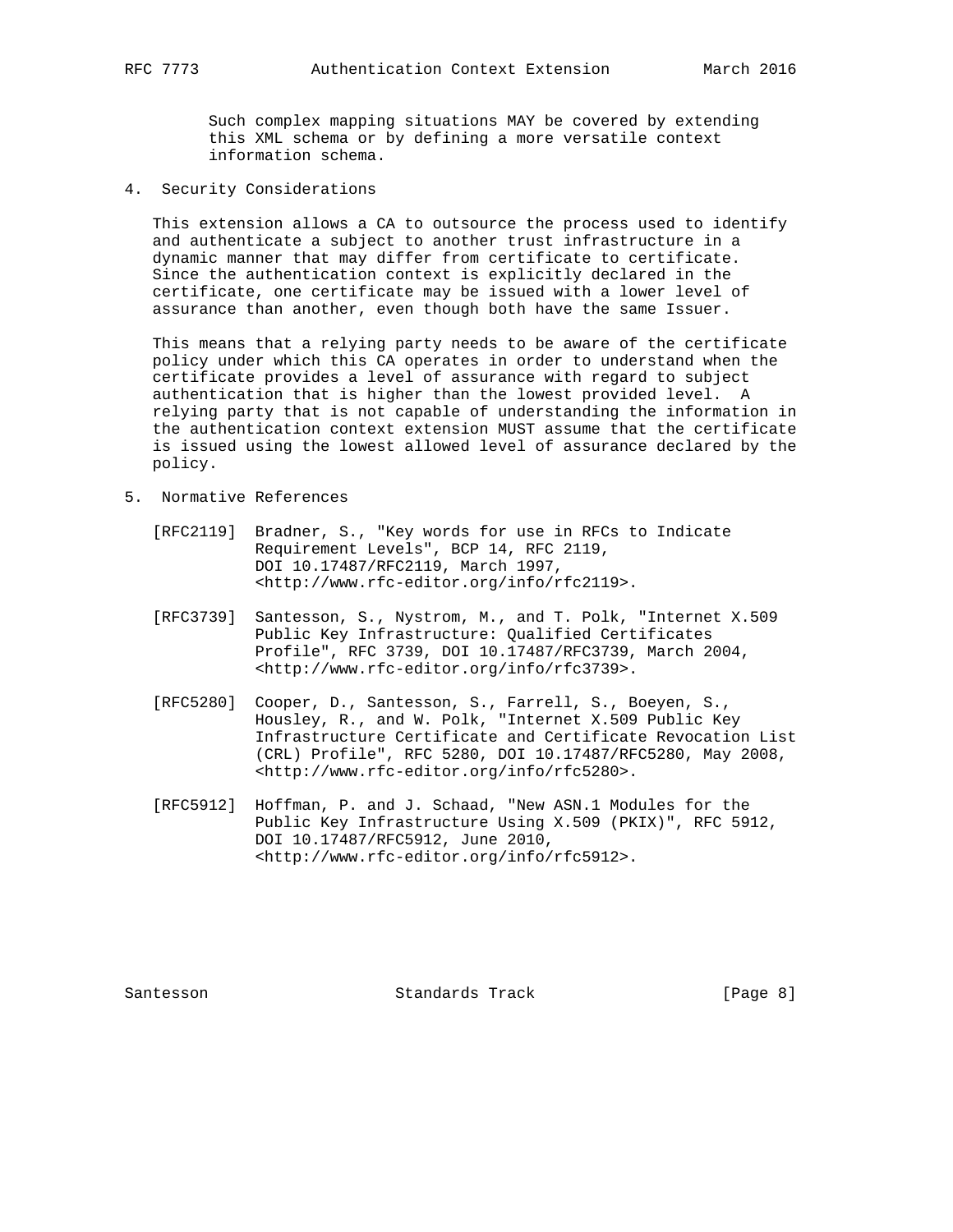Such complex mapping situations MAY be covered by extending this XML schema or by defining a more versatile context information schema.

## 4. Security Considerations

This extension allows a CA to outsource the process used to identify and authenticate a subject to another trust infrastructure in a dynamic manner that may differ from certificate to certificate. Since the authentication context is explicitly declared in the certificate, one certificate may be issued with a lower level of assurance than another, even though both have the same Issuer.

This means that a relying party needs to be aware of the certificate policy under which this CA operates in order to understand when the certificate provides a level of assurance with regard to subject authentication that is higher than the lowest provided level. A relying party that is not capable of understanding the information in the authentication context extension MUST assume that the certificate is issued using the lowest allowed level of assurance declared by the policy.

## 5. Normative References

[RFC2119] Bradner, S., "Key words for use in RFCs to Indicate Requirement Levels", BCP 14, RFC 2119, DOI 10.17487/RFC2119, March 1997, <http://www.rfc-editor.org/info/rfc2119>.

[RFC3739] Santesson, S., Nystrom, M., and T. Polk, "Internet X.509 Public Key Infrastructure: Qualified Certificates Profile", RFC 3739, DOI 10.17487/RFC3739, March 2004, <http://www.rfc-editor.org/info/rfc3739>.

[RFC5280] Cooper, D., Santesson, S., Farrell, S., Boeyen, S., Housley, R., and W. Polk, "Internet X.509 Public Key Infrastructure Certificate and Certificate Revocation List (CRL) Profile", RFC 5280, DOI 10.17487/RFC5280, May 2008, <http://www.rfc-editor.org/info/rfc5280>.

[RFC5912] Hoffman, P. and J. Schaad, "New ASN.1 Modules for the Public Key Infrastructure Using X.509 (PKIX)", RFC 5912, DOI 10.17487/RFC5912, June 2010, <http://www.rfc-editor.org/info/rfc5912>.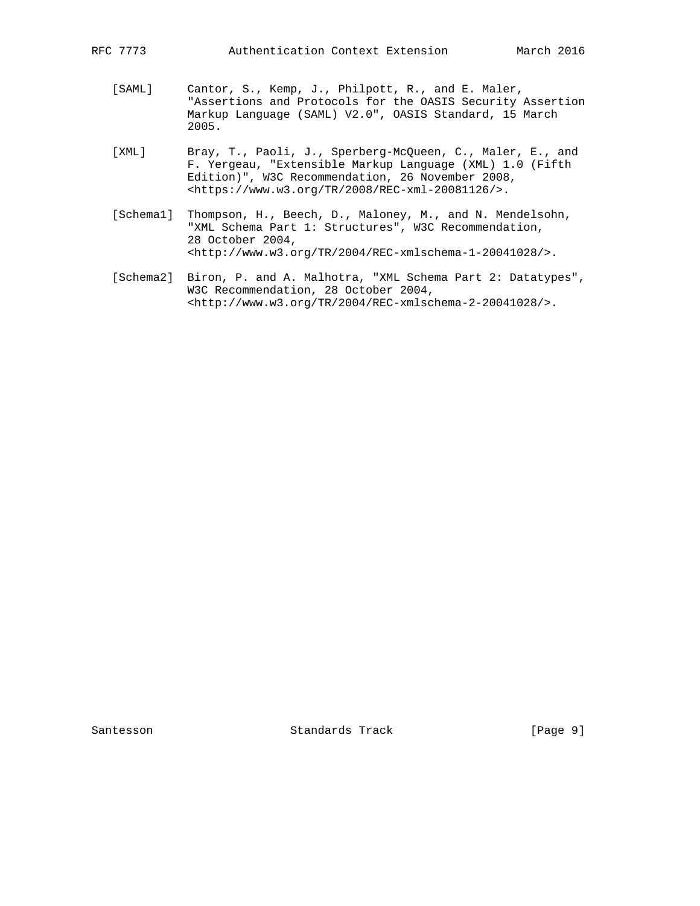[SAML] Cantor, S., Kemp, J., Philpott, R., and E. Maler, "Assertions and Protocols for the OASIS Security Assertion Markup Language (SAML) V2.0", OASIS Standard, 15 March 2005.

[XML] Bray, T., Paoli, J., Sperberg-McQueen, C., Maler, E., and F. Yergeau, "Extensible Markup Language (XML) 1.0 (Fifth Edition)", W3C Recommendation, 26 November 2008, <https://www.w3.org/TR/2008/REC-xml-20081126/>.

[Schema1] Thompson, H., Beech, D., Maloney, M., and N. Mendelsohn, "XML Schema Part 1: Structures", W3C Recommendation, 28 October 2004, <http://www.w3.org/TR/2004/REC-xmlschema-1-20041028/>.

[Schema2] Biron, P. and A. Malhotra, "XML Schema Part 2: Datatypes", W3C Recommendation, 28 October 2004, <http://www.w3.org/TR/2004/REC-xmlschema-2-20041028/>.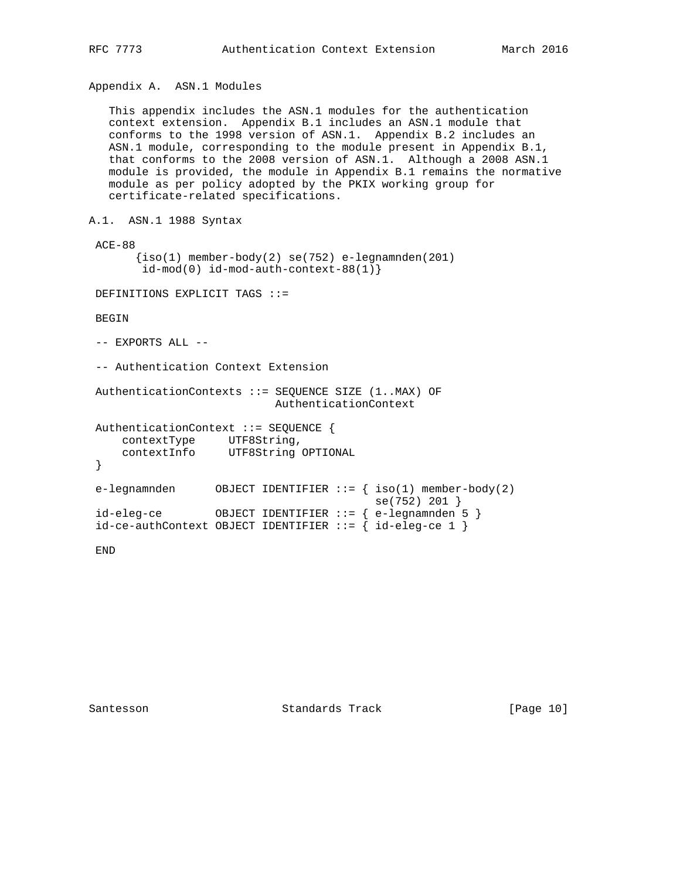## Appendix A. ASN.1 Modules

This appendix includes the ASN.1 modules for the authentication context extension. Appendix B.1 includes an ASN.1 module that conforms to the 1998 version of ASN.1. Appendix B.2 includes an ASN.1 module, corresponding to the module present in Appendix B.1, that conforms to the 2008 version of ASN.1. Although a 2008 ASN.1 module is provided, the module in Appendix B.1 remains the normative module as per policy adopted by the PKIX working group for certificate-related specifications.

### A.1. ASN.1 1988 Syntax

```
ACE-88
      {iso(1) member-body(2) se(752) e-legnamnden(201)
       id-mod(0) id-mod-auth-context-88(1)}

DEFINITIONS EXPLICIT TAGS ::=

BEGIN

-- EXPORTS ALL --

-- Authentication Context Extension

AuthenticationContexts ::= SEQUENCE SIZE (1..MAX) OF
                           AuthenticationContext

AuthenticationContext ::= SEQUENCE {
    contextType     UTF8String,
    contextInfo     UTF8String OPTIONAL
}

e-legnamnden      OBJECT IDENTIFIER ::= { iso(1) member-body(2)
                                        se(752) 201 }
id-eleg-ce        OBJECT IDENTIFIER ::= { e-legnamnden 5 }
id-ce-authContext OBJECT IDENTIFIER ::= { id-eleg-ce 1 }

END
```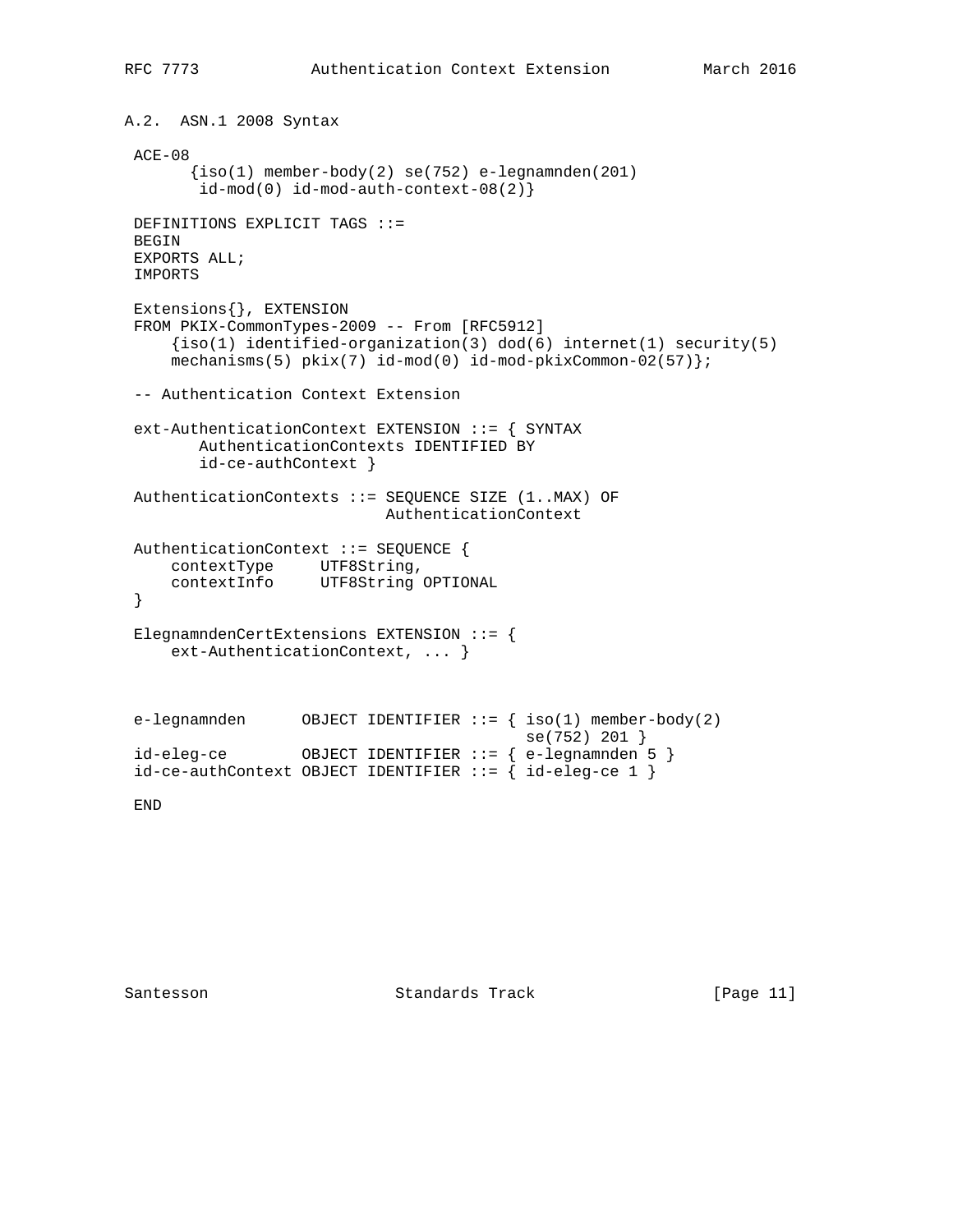## A.2. ASN.1 2008 Syntax

```
ACE-08
      {iso(1) member-body(2) se(752) e-legnamnden(201)
       id-mod(0) id-mod-auth-context-08(2)}

DEFINITIONS EXPLICIT TAGS ::=
BEGIN
EXPORTS ALL;
IMPORTS

Extensions{}, EXTENSION
FROM PKIX-CommonTypes-2009 -- From [RFC5912]
    {iso(1) identified-organization(3) dod(6) internet(1) security(5)
    mechanisms(5) pkix(7) id-mod(0) id-mod-pkixCommon-02(57)};

-- Authentication Context Extension

ext-AuthenticationContext EXTENSION ::= { SYNTAX
       AuthenticationContexts IDENTIFIED BY
       id-ce-authContext }

AuthenticationContexts ::= SEQUENCE SIZE (1..MAX) OF
                           AuthenticationContext

AuthenticationContext ::= SEQUENCE {
    contextType     UTF8String,
    contextInfo     UTF8String OPTIONAL
}

ElegnamndenCertExtensions EXTENSION ::= {
    ext-AuthenticationContext, ... }



e-legnamnden      OBJECT IDENTIFIER ::= { iso(1) member-body(2)
                                          se(752) 201 }
id-eleg-ce        OBJECT IDENTIFIER ::= { e-legnamnden 5 }
id-ce-authContext OBJECT IDENTIFIER ::= { id-eleg-ce 1 }

END
```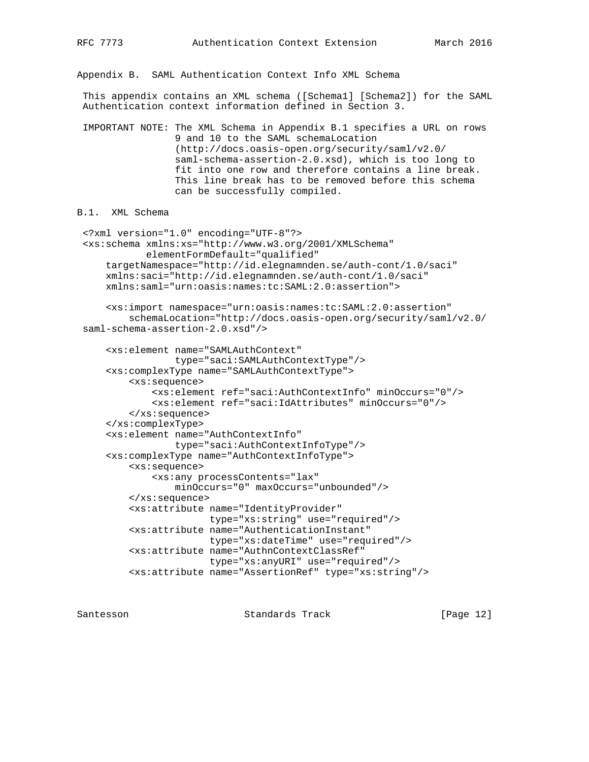## Appendix B. SAML Authentication Context Info XML Schema

This appendix contains an XML schema ([Schema1] [Schema2]) for the SAML Authentication context information defined in Section 3.

IMPORTANT NOTE: The XML Schema in Appendix B.1 specifies a URL on rows 9 and 10 to the SAML schemaLocation (http://docs.oasis-open.org/security/saml/v2.0/ saml-schema-assertion-2.0.xsd), which is too long to fit into one row and therefore contains a line break. This line break has to be removed before this schema can be successfully compiled.

### B.1. XML Schema

```
<?xml version="1.0" encoding="UTF-8"?>
<xs:schema xmlns:xs="http://www.w3.org/2001/XMLSchema"
           elementFormDefault="qualified"
    targetNamespace="http://id.elegnamnden.se/auth-cont/1.0/saci"
    xmlns:saci="http://id.elegnamnden.se/auth-cont/1.0/saci"
    xmlns:saml="urn:oasis:names:tc:SAML:2.0:assertion">

    <xs:import namespace="urn:oasis:names:tc:SAML:2.0:assertion"
        schemaLocation="http://docs.oasis-open.org/security/saml/v2.0/
saml-schema-assertion-2.0.xsd"/>

    <xs:element name="SAMLAuthContext"
                type="saci:SAMLAuthContextType"/>
    <xs:complexType name="SAMLAuthContextType">
        <xs:sequence>
            <xs:element ref="saci:AuthContextInfo" minOccurs="0"/>
            <xs:element ref="saci:IdAttributes" minOccurs="0"/>
        </xs:sequence>
    </xs:complexType>
    <xs:element name="AuthContextInfo"
                type="saci:AuthContextInfoType"/>
    <xs:complexType name="AuthContextInfoType">
        <xs:sequence>
            <xs:any processContents="lax"
                minOccurs="0" maxOccurs="unbounded"/>
        </xs:sequence>
        <xs:attribute name="IdentityProvider"
                      type="xs:string" use="required"/>
        <xs:attribute name="AuthenticationInstant"
                      type="xs:dateTime" use="required"/>
        <xs:attribute name="AuthnContextClassRef"
                      type="xs:anyURI" use="required"/>
        <xs:attribute name="AssertionRef" type="xs:string"/>
```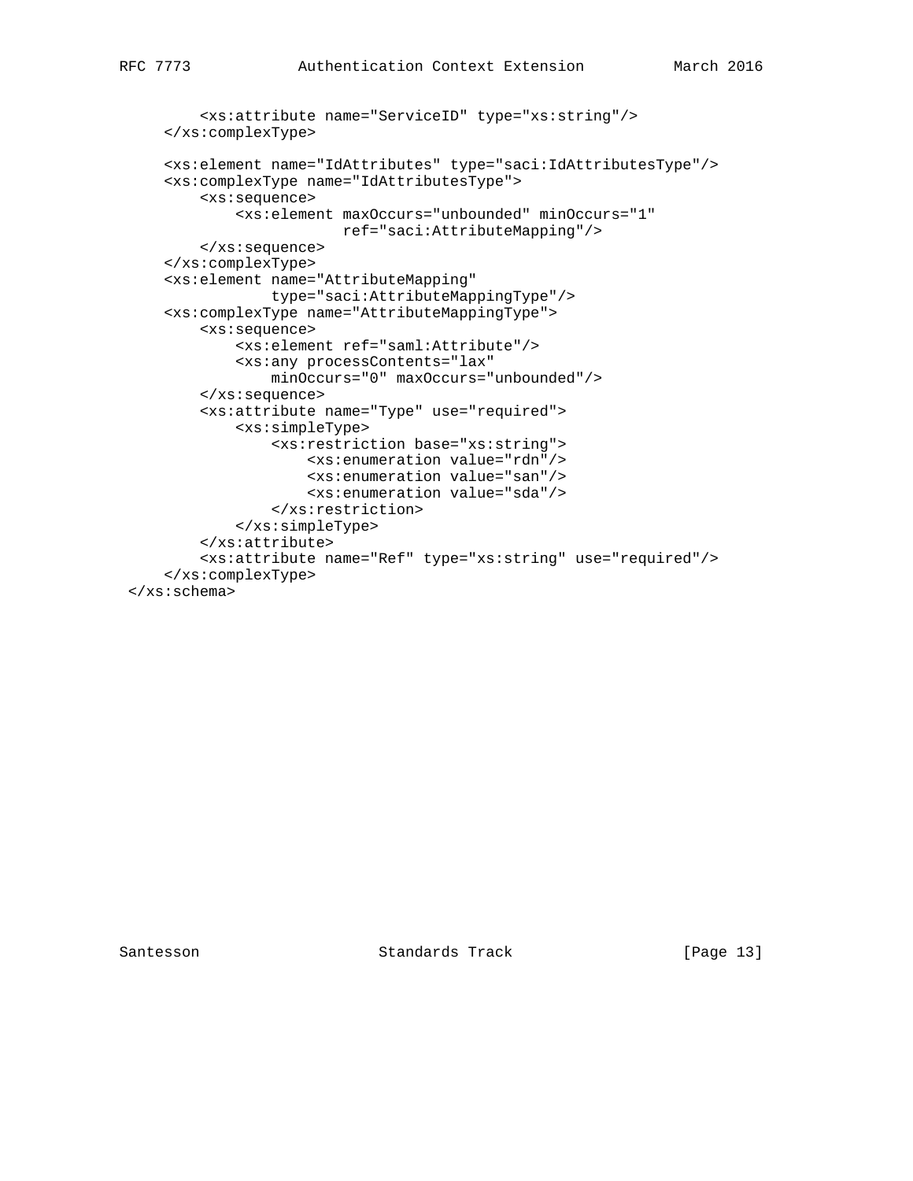```
        <xs:attribute name="ServiceID" type="xs:string"/>
    </xs:complexType>

    <xs:element name="IdAttributes" type="saci:IdAttributesType"/>
    <xs:complexType name="IdAttributesType">
        <xs:sequence>
            <xs:element maxOccurs="unbounded" minOccurs="1"
                        ref="saci:AttributeMapping"/>
        </xs:sequence>
    </xs:complexType>
    <xs:element name="AttributeMapping"
                type="saci:AttributeMappingType"/>
    <xs:complexType name="AttributeMappingType">
        <xs:sequence>
            <xs:element ref="saml:Attribute"/>
            <xs:any processContents="lax"
                minOccurs="0" maxOccurs="unbounded"/>
        </xs:sequence>
        <xs:attribute name="Type" use="required">
            <xs:simpleType>
                <xs:restriction base="xs:string">
                    <xs:enumeration value="rdn"/>
                    <xs:enumeration value="san"/>
                    <xs:enumeration value="sda"/>
                </xs:restriction>
            </xs:simpleType>
        </xs:attribute>
        <xs:attribute name="Ref" type="xs:string" use="required"/>
    </xs:complexType>
</xs:schema>
```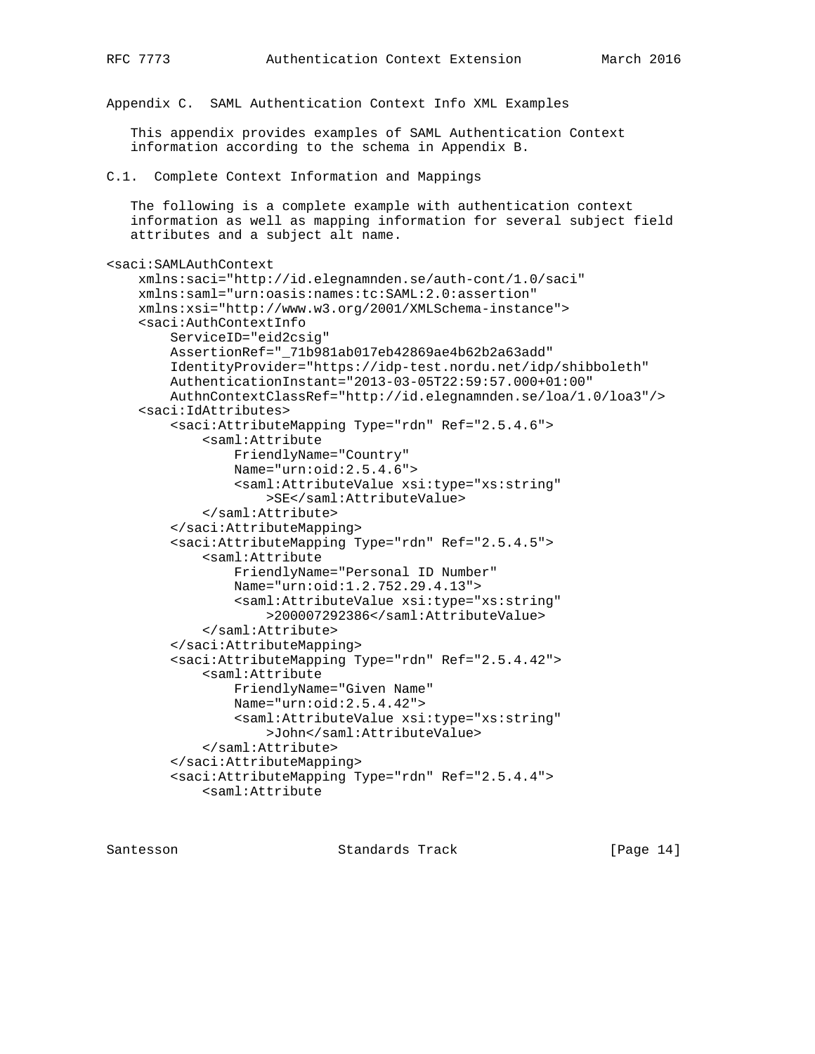## Appendix C. SAML Authentication Context Info XML Examples

This appendix provides examples of SAML Authentication Context information according to the schema in Appendix B.

### C.1. Complete Context Information and Mappings

The following is a complete example with authentication context information as well as mapping information for several subject field attributes and a subject alt name.

```
<saci:SAMLAuthContext
    xmlns:saci="http://id.elegnamnden.se/auth-cont/1.0/saci"
    xmlns:saml="urn:oasis:names:tc:SAML:2.0:assertion"
    xmlns:xsi="http://www.w3.org/2001/XMLSchema-instance">
    <saci:AuthContextInfo
        ServiceID="eid2csig"
        AssertionRef="_71b981ab017eb42869ae4b62b2a63add"
        IdentityProvider="https://idp-test.nordu.net/idp/shibboleth"
        AuthenticationInstant="2013-03-05T22:59:57.000+01:00"
        AuthnContextClassRef="http://id.elegnamnden.se/loa/1.0/loa3"/>
    <saci:IdAttributes>
        <saci:AttributeMapping Type="rdn" Ref="2.5.4.6">
            <saml:Attribute
                FriendlyName="Country"
                Name="urn:oid:2.5.4.6">
                <saml:AttributeValue xsi:type="xs:string"
                    >SE</saml:AttributeValue>
            </saml:Attribute>
        </saci:AttributeMapping>
        <saci:AttributeMapping Type="rdn" Ref="2.5.4.5">
            <saml:Attribute
                FriendlyName="Personal ID Number"
                Name="urn:oid:1.2.752.29.4.13">
                <saml:AttributeValue xsi:type="xs:string"
                    >200007292386</saml:AttributeValue>
            </saml:Attribute>
        </saci:AttributeMapping>
        <saci:AttributeMapping Type="rdn" Ref="2.5.4.42">
            <saml:Attribute
                FriendlyName="Given Name"
                Name="urn:oid:2.5.4.42">
                <saml:AttributeValue xsi:type="xs:string"
                    >John</saml:AttributeValue>
            </saml:Attribute>
        </saci:AttributeMapping>
        <saci:AttributeMapping Type="rdn" Ref="2.5.4.4">
            <saml:Attribute
```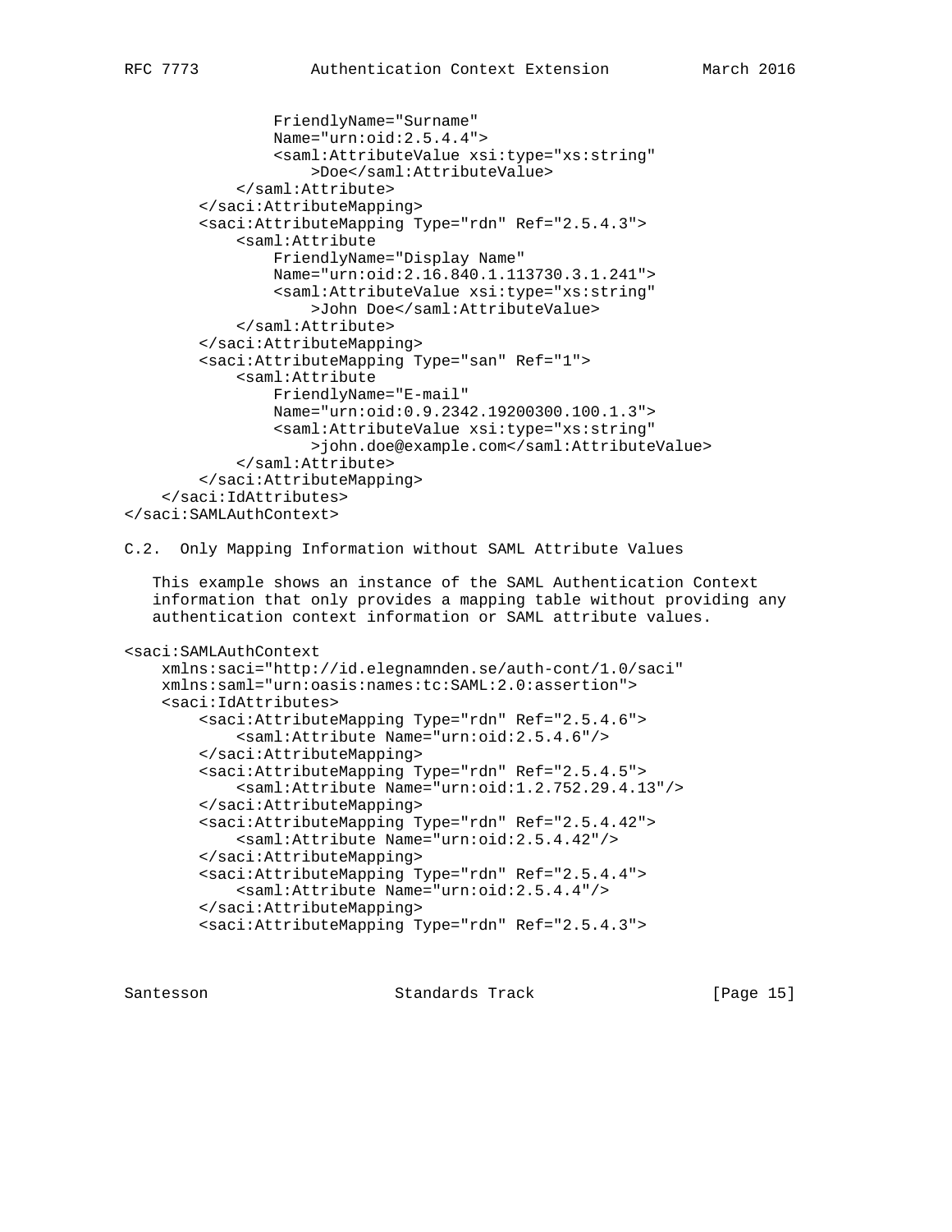```
                FriendlyName="Surname"
                Name="urn:oid:2.5.4.4">
                <saml:AttributeValue xsi:type="xs:string"
                    >Doe</saml:AttributeValue>
            </saml:Attribute>
        </saci:AttributeMapping>
        <saci:AttributeMapping Type="rdn" Ref="2.5.4.3">
            <saml:Attribute
                FriendlyName="Display Name"
                Name="urn:oid:2.16.840.1.113730.3.1.241">
                <saml:AttributeValue xsi:type="xs:string"
                    >John Doe</saml:AttributeValue>
            </saml:Attribute>
        </saci:AttributeMapping>
        <saci:AttributeMapping Type="san" Ref="1">
            <saml:Attribute
                FriendlyName="E-mail"
                Name="urn:oid:0.9.2342.19200300.100.1.3">
                <saml:AttributeValue xsi:type="xs:string"
                    >john.doe@example.com</saml:AttributeValue>
            </saml:Attribute>
        </saci:AttributeMapping>
    </saci:IdAttributes>
</saci:SAMLAuthContext>
```

## C.2. Only Mapping Information without SAML Attribute Values

This example shows an instance of the SAML Authentication Context information that only provides a mapping table without providing any authentication context information or SAML attribute values.

```
<saci:SAMLAuthContext
    xmlns:saci="http://id.elegnamnden.se/auth-cont/1.0/saci"
    xmlns:saml="urn:oasis:names:tc:SAML:2.0:assertion">
    <saci:IdAttributes>
        <saci:AttributeMapping Type="rdn" Ref="2.5.4.6">
            <saml:Attribute Name="urn:oid:2.5.4.6"/>
        </saci:AttributeMapping>
        <saci:AttributeMapping Type="rdn" Ref="2.5.4.5">
            <saml:Attribute Name="urn:oid:1.2.752.29.4.13"/>
        </saci:AttributeMapping>
        <saci:AttributeMapping Type="rdn" Ref="2.5.4.42">
            <saml:Attribute Name="urn:oid:2.5.4.42"/>
        </saci:AttributeMapping>
        <saci:AttributeMapping Type="rdn" Ref="2.5.4.4">
            <saml:Attribute Name="urn:oid:2.5.4.4"/>
        </saci:AttributeMapping>
        <saci:AttributeMapping Type="rdn" Ref="2.5.4.3">
```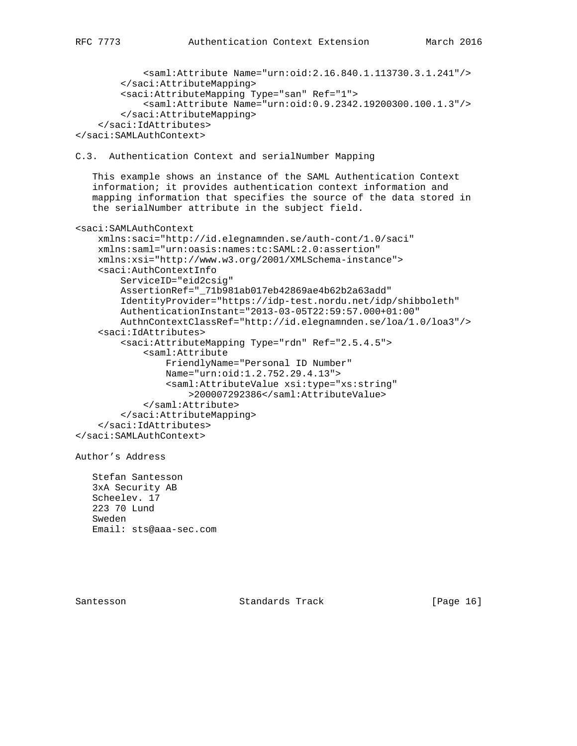```
            <saml:Attribute Name="urn:oid:2.16.840.1.113730.3.1.241"/>
        </saci:AttributeMapping>
        <saci:AttributeMapping Type="san" Ref="1">
            <saml:Attribute Name="urn:oid:0.9.2342.19200300.100.1.3"/>
        </saci:AttributeMapping>
    </saci:IdAttributes>
</saci:SAMLAuthContext>
```

### C.3. Authentication Context and serialNumber Mapping

This example shows an instance of the SAML Authentication Context information; it provides authentication context information and mapping information that specifies the source of the data stored in the serialNumber attribute in the subject field.

```
<saci:SAMLAuthContext
    xmlns:saci="http://id.elegnamnden.se/auth-cont/1.0/saci"
    xmlns:saml="urn:oasis:names:tc:SAML:2.0:assertion"
    xmlns:xsi="http://www.w3.org/2001/XMLSchema-instance">
    <saci:AuthContextInfo
        ServiceID="eid2csig"
        AssertionRef="_71b981ab017eb42869ae4b62b2a63add"
        IdentityProvider="https://idp-test.nordu.net/idp/shibboleth"
        AuthenticationInstant="2013-03-05T22:59:57.000+01:00"
        AuthnContextClassRef="http://id.elegnamnden.se/loa/1.0/loa3"/>
    <saci:IdAttributes>
        <saci:AttributeMapping Type="rdn" Ref="2.5.4.5">
            <saml:Attribute
                FriendlyName="Personal ID Number"
                Name="urn:oid:1.2.752.29.4.13">
                <saml:AttributeValue xsi:type="xs:string"
                    >200007292386</saml:AttributeValue>
            </saml:Attribute>
        </saci:AttributeMapping>
    </saci:IdAttributes>
</saci:SAMLAuthContext>
```

## Author's Address

Stefan Santesson
3xA Security AB
Scheelev. 17
223 70 Lund
Sweden
Email: sts@aaa-sec.com